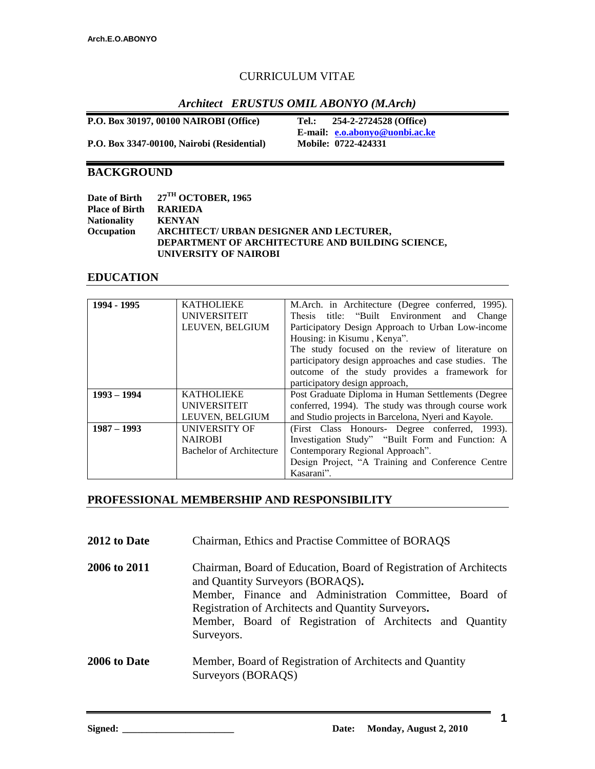# CURRICULUM VITAE

## *Architect ERUSTUS OMIL ABONYO (M.Arch)*

**P.O. Box 30197, 00100 NAIROBI (Office)** **Tel.: 254-2-2724528 (Office)**
**E-mail: e.o.abonyo@uonbi.ac.ke**
**P.O. Box 3347-00100, Nairobi (Residential)** **Mobile: 0722-424331**

## BACKGROUND

**Date of Birth** **27TH OCTOBER, 1965**
**Place of Birth** **RARIEDA**
**Nationality** **KENYAN**
**Occupation** **ARCHITECT/ URBAN DESIGNER AND LECTURER, DEPARTMENT OF ARCHITECTURE AND BUILDING SCIENCE, UNIVERSITY OF NAIROBI**

## EDUCATION

| | | |
|---|---|---|
| **1994 - 1995** | KATHOLIEKE UNIVERSITEIT LEUVEN, BELGIUM | M.Arch. in Architecture (Degree conferred, 1995). Thesis title: "Built Environment and Change Participatory Design Approach to Urban Low-income Housing: in Kisumu , Kenya". The study focused on the review of literature on participatory design approaches and case studies. The outcome of the study provides a framework for participatory design approach, |
| **1993 – 1994** | KATHOLIEKE UNIVERSITEIT LEUVEN, BELGIUM | Post Graduate Diploma in Human Settlements (Degree conferred, 1994). The study was through course work and Studio projects in Barcelona, Nyeri and Kayole. |
| **1987 – 1993** | UNIVERSITY OF NAIROBI Bachelor of Architecture | (First Class Honours- Degree conferred, 1993). Investigation Study" "Built Form and Function: A Contemporary Regional Approach". Design Project, "A Training and Conference Centre Kasarani". |

## PROFESSIONAL MEMBERSHIP AND RESPONSIBILITY

**2012 to Date** Chairman, Ethics and Practise Committee of BORAQS

**2006 to 2011** Chairman, Board of Education, Board of Registration of Architects and Quantity Surveyors (BORAQS).
Member, Finance and Administration Committee, Board of Registration of Architects and Quantity Surveyors.
Member, Board of Registration of Architects and Quantity Surveyors.

**2006 to Date** Member, Board of Registration of Architects and Quantity Surveyors (BORAQS)

**Signed: ______________________** **Date: Monday, August 2, 2010**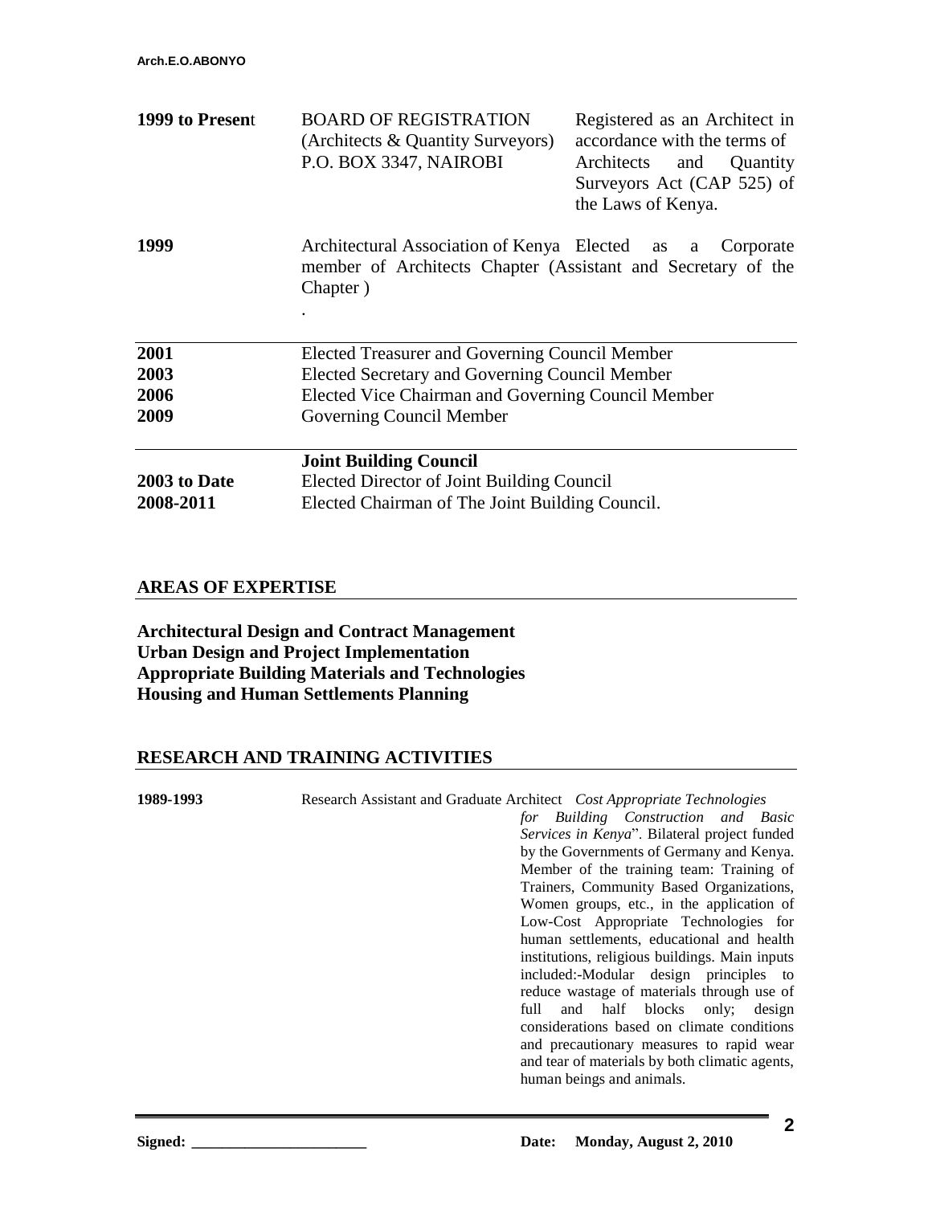| | | |
|---|---|---|
| **1999 to Present** | BOARD OF REGISTRATION (Architects & Quantity Surveyors) P.O. BOX 3347, NAIROBI | Registered as an Architect in accordance with the terms of Architects and Quantity Surveyors Act (CAP 525) of the Laws of Kenya. |

| | |
|---|---|
| **1999** | Architectural Association of Kenya Elected as a Corporate member of Architects Chapter (Assistant and Secretary of the Chapter ) . |

| | |
|---|---|
| **2001** | Elected Treasurer and Governing Council Member |
| **2003** | Elected Secretary and Governing Council Member |
| **2006** | Elected Vice Chairman and Governing Council Member |
| **2009** | Governing Council Member |

| | |
|---|---|
| | **Joint Building Council** |
| **2003 to Date** | Elected Director of Joint Building Council |
| **2008-2011** | Elected Chairman of The Joint Building Council. |

## AREAS OF EXPERTISE

**Architectural Design and Contract Management**
**Urban Design and Project Implementation**
**Appropriate Building Materials and Technologies**
**Housing and Human Settlements Planning**

## RESEARCH AND TRAINING ACTIVITIES

| | |
|---|---|
| **1989-1993** | Research Assistant and Graduate Architect *Cost Appropriate Technologies for Building Construction and Basic Services in Kenya*". Bilateral project funded by the Governments of Germany and Kenya. Member of the training team: Training of Trainers, Community Based Organizations, Women groups, etc., in the application of Low-Cost Appropriate Technologies for human settlements, educational and health institutions, religious buildings. Main inputs included:-Modular design principles to reduce wastage of materials through use of full and half blocks only; design considerations based on climate conditions and precautionary measures to rapid wear and tear of materials by both climatic agents, human beings and animals. |

**Signed:** _______________________ **Date: Monday, August 2, 2010**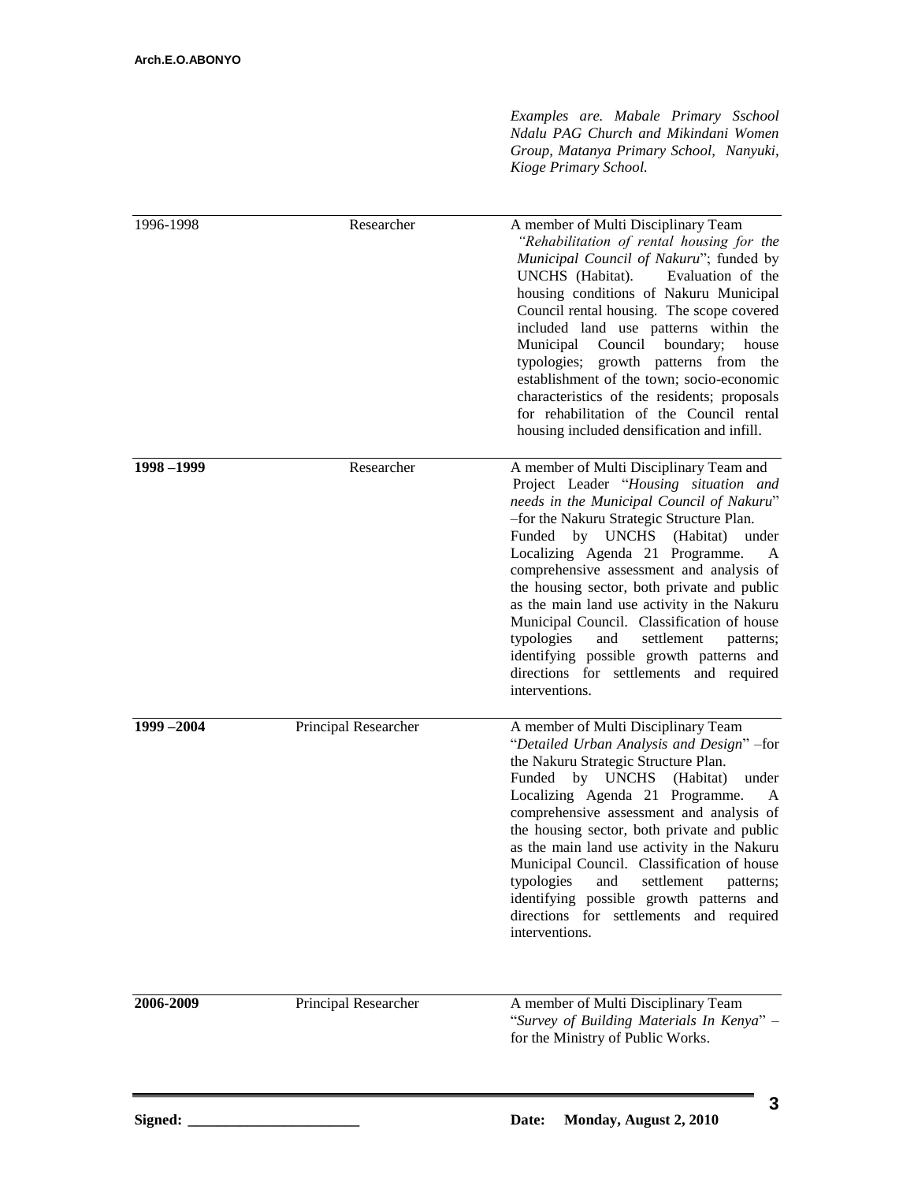| | | *Examples are. Mabale Primary Sschool Ndalu PAG Church and Mikindani Women Group, Matanya Primary School, Nanyuki, Kioge Primary School.* |
|---|---|---|
| 1996-1998 | Researcher | A member of Multi Disciplinary Team *"Rehabilitation of rental housing for the Municipal Council of Nakuru*"; funded by UNCHS (Habitat). Evaluation of the housing conditions of Nakuru Municipal Council rental housing. The scope covered included land use patterns within the Municipal Council boundary; house typologies; growth patterns from the establishment of the town; socio-economic characteristics of the residents; proposals for rehabilitation of the Council rental housing included densification and infill. |
| **1998 –1999** | Researcher | A member of Multi Disciplinary Team and Project Leader "*Housing situation and needs in the Municipal Council of Nakuru*" –for the Nakuru Strategic Structure Plan. Funded by UNCHS (Habitat) under Localizing Agenda 21 Programme. A comprehensive assessment and analysis of the housing sector, both private and public as the main land use activity in the Nakuru Municipal Council. Classification of house typologies and settlement patterns; identifying possible growth patterns and directions for settlements and required interventions. |
| **1999 –2004** | Principal Researcher | A member of Multi Disciplinary Team "*Detailed Urban Analysis and Design*" –for the Nakuru Strategic Structure Plan. Funded by UNCHS (Habitat) under Localizing Agenda 21 Programme. A comprehensive assessment and analysis of the housing sector, both private and public as the main land use activity in the Nakuru Municipal Council. Classification of house typologies and settlement patterns; identifying possible growth patterns and directions for settlements and required interventions. |
| **2006-2009** | Principal Researcher | A member of Multi Disciplinary Team "*Survey of Building Materials In Kenya*" – for the Ministry of Public Works. |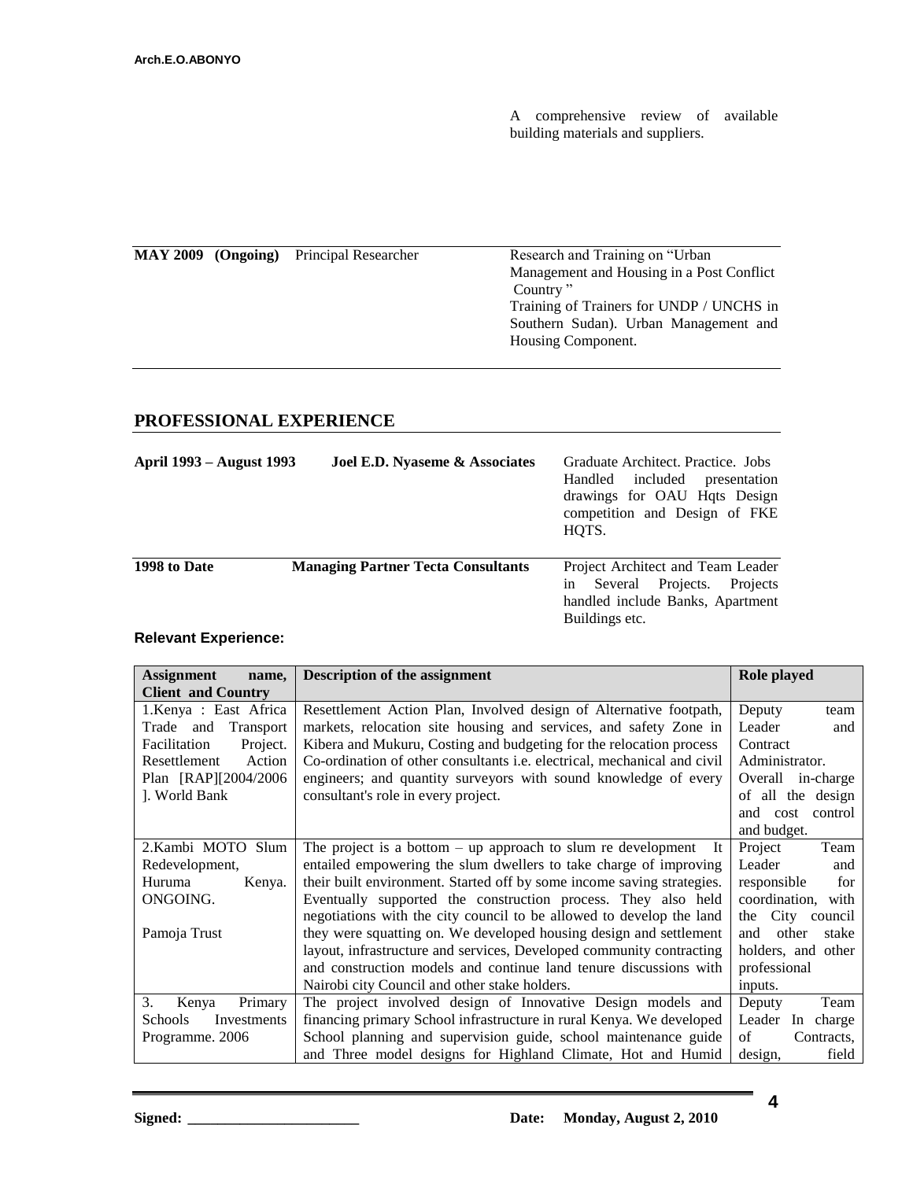A comprehensive review of available building materials and suppliers.

| | | |
|---|---|---|
| **MAY 2009 (Ongoing)** | Principal Researcher | Research and Training on "Urban Management and Housing in a Post Conflict Country " Training of Trainers for UNDP / UNCHS in Southern Sudan). Urban Management and Housing Component. |

## PROFESSIONAL EXPERIENCE

| | | |
|---|---|---|
| **April 1993 – August 1993** | **Joel E.D. Nyaseme & Associates** | Graduate Architect. Practice. Jobs Handled included presentation drawings for OAU Hqts Design competition and Design of FKE HQTS. |
| **1998 to Date** | **Managing Partner Tecta Consultants** | Project Architect and Team Leader in Several Projects. Projects handled include Banks, Apartment Buildings etc. |

### Relevant Experience:

| Assignment name, Client and Country | Description of the assignment | Role played |
|---|---|---|
| 1.Kenya : East Africa Trade and Transport Facilitation Project. Resettlement Action Plan [RAP][2004/2006 ]. World Bank | Resettlement Action Plan, Involved design of Alternative footpath, markets, relocation site housing and services, and safety Zone in Kibera and Mukuru, Costing and budgeting for the relocation process Co-ordination of other consultants i.e. electrical, mechanical and civil engineers; and quantity surveyors with sound knowledge of every consultant's role in every project. | Deputy team Leader and Contract Administrator. Overall in-charge of all the design and cost control and budget. |
| 2.Kambi MOTO Slum Redevelopment, Huruma Kenya. ONGOING. Pamoja Trust | The project is a bottom – up approach to slum re development It entailed empowering the slum dwellers to take charge of improving their built environment. Started off by some income saving strategies. Eventually supported the construction process. They also held negotiations with the city council to be allowed to develop the land they were squatting on. We developed housing design and settlement layout, infrastructure and services, Developed community contracting and construction models and continue land tenure discussions with Nairobi city Council and other stake holders. | Project Team Leader and responsible for coordination, with the City council and other stake holders, and other professional inputs. |
| 3. Kenya Primary Schools Investments Programme. 2006 | The project involved design of Innovative Design models and financing primary School infrastructure in rural Kenya. We developed School planning and supervision guide, school maintenance guide and Three model designs for Highland Climate, Hot and Humid | Deputy Team Leader In charge of Contracts, design, field |

**Signed:** _______________________ **Date: Monday, August 2, 2010**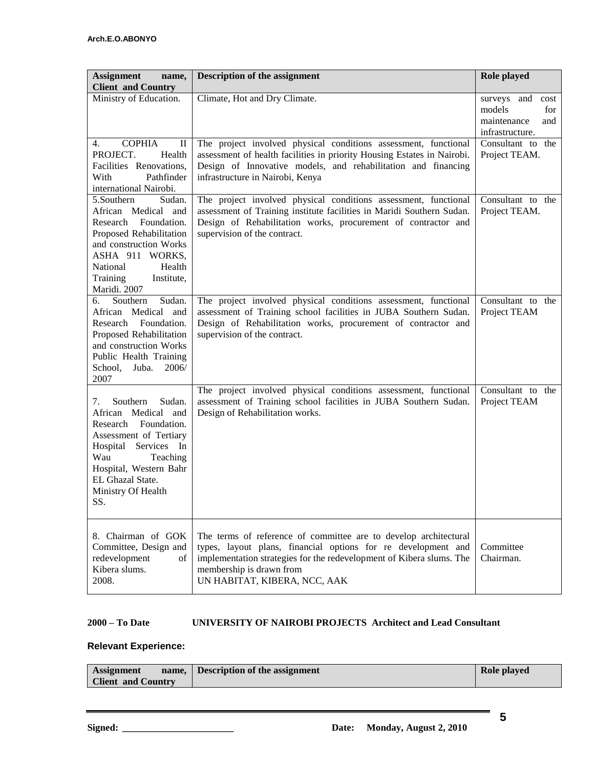| Assignment name, Client and Country | Description of the assignment | Role played |
|---|---|---|
| Ministry of Education. | Climate, Hot and Dry Climate. | surveys and cost models for maintenance and infrastructure. |
| 4. COPHIA II PROJECT. Health Facilities Renovations, With Pathfinder international Nairobi. | The project involved physical conditions assessment, functional assessment of health facilities in priority Housing Estates in Nairobi. Design of Innovative models, and rehabilitation and financing infrastructure in Nairobi, Kenya | Consultant to the Project TEAM. |
| 5.Southern Sudan. African Medical and Research Foundation. Proposed Rehabilitation and construction Works ASHA 911 WORKS, National Health Training Institute, Maridi. 2007 | The project involved physical conditions assessment, functional assessment of Training institute facilities in Maridi Southern Sudan. Design of Rehabilitation works, procurement of contractor and supervision of the contract. | Consultant to the Project TEAM. |
| 6. Southern Sudan. African Medical and Research Foundation. Proposed Rehabilitation and construction Works Public Health Training School, Juba. 2006/ 2007 | The project involved physical conditions assessment, functional assessment of Training school facilities in JUBA Southern Sudan. Design of Rehabilitation works, procurement of contractor and supervision of the contract. | Consultant to the Project TEAM |
| 7. Southern Sudan. African Medical and Research Foundation. Assessment of Tertiary Hospital Services In Wau Teaching Hospital, Western Bahr EL Ghazal State. Ministry Of Health SS. | The project involved physical conditions assessment, functional assessment of Training school facilities in JUBA Southern Sudan. Design of Rehabilitation works. | Consultant to the Project TEAM |
| 8. Chairman of GOK Committee, Design and redevelopment of Kibera slums. 2008. | The terms of reference of committee are to develop architectural types, layout plans, financial options for re development and implementation strategies for the redevelopment of Kibera slums. The membership is drawn from UN HABITAT, KIBERA, NCC, AAK | Committee Chairman. |

**2000 – To Date** **UNIVERSITY OF NAIROBI PROJECTS Architect and Lead Consultant**

**Relevant Experience:**

| Assignment name, Client and Country | Description of the assignment | Role played |
|---|---|---|

**Signed: \_\_\_\_\_\_\_\_\_\_\_\_\_\_\_\_\_\_\_\_\_\_\_** **Date: Monday, August 2, 2010**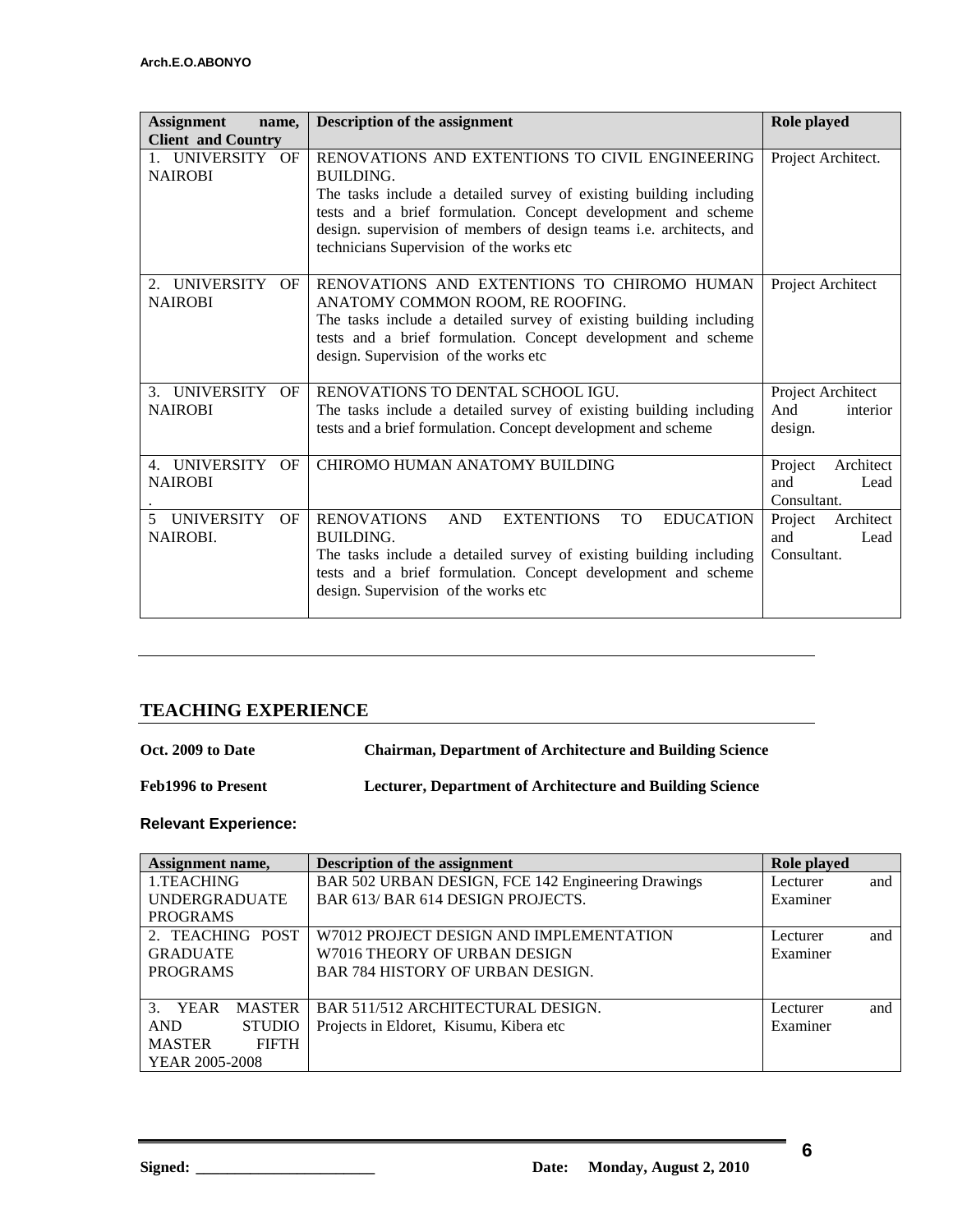| Assignment name, Client and Country | Description of the assignment | Role played |
|---|---|---|
| 1. UNIVERSITY OF NAIROBI | RENOVATIONS AND EXTENTIONS TO CIVIL ENGINEERING BUILDING. The tasks include a detailed survey of existing building including tests and a brief formulation. Concept development and scheme design. supervision of members of design teams i.e. architects, and technicians Supervision of the works etc | Project Architect. |
| 2. UNIVERSITY OF NAIROBI | RENOVATIONS AND EXTENTIONS TO CHIROMO HUMAN ANATOMY COMMON ROOM, RE ROOFING. The tasks include a detailed survey of existing building including tests and a brief formulation. Concept development and scheme design. Supervision of the works etc | Project Architect |
| 3. UNIVERSITY OF NAIROBI | RENOVATIONS TO DENTAL SCHOOL IGU. The tasks include a detailed survey of existing building including tests and a brief formulation. Concept development and scheme | Project Architect And interior design. |
| 4. UNIVERSITY OF NAIROBI . | CHIROMO HUMAN ANATOMY BUILDING | Project Architect and Lead Consultant. |
| 5 UNIVERSITY OF NAIROBI. | RENOVATIONS AND EXTENTIONS TO EDUCATION BUILDING. The tasks include a detailed survey of existing building including tests and a brief formulation. Concept development and scheme design. Supervision of the works etc | Project Architect and Lead Consultant. |

## TEACHING EXPERIENCE

**Oct. 2009 to Date** **Chairman, Department of Architecture and Building Science**

**Feb1996 to Present** **Lecturer, Department of Architecture and Building Science**

**Relevant Experience:**

| Assignment name, | Description of the assignment | Role played |
|---|---|---|
| 1.TEACHING UNDERGRADUATE PROGRAMS | BAR 502 URBAN DESIGN, FCE 142 Engineering Drawings BAR 613/ BAR 614 DESIGN PROJECTS. | Lecturer and Examiner |
| 2. TEACHING POST GRADUATE PROGRAMS | W7012 PROJECT DESIGN AND IMPLEMENTATION W7016 THEORY OF URBAN DESIGN BAR 784 HISTORY OF URBAN DESIGN. | Lecturer and Examiner |
| 3. YEAR MASTER AND STUDIO MASTER FIFTH YEAR 2005-2008 | BAR 511/512 ARCHITECTURAL DESIGN. Projects in Eldoret, Kisumu, Kibera etc | Lecturer and Examiner |

**Signed:** ______________________ **Date: Monday, August 2, 2010**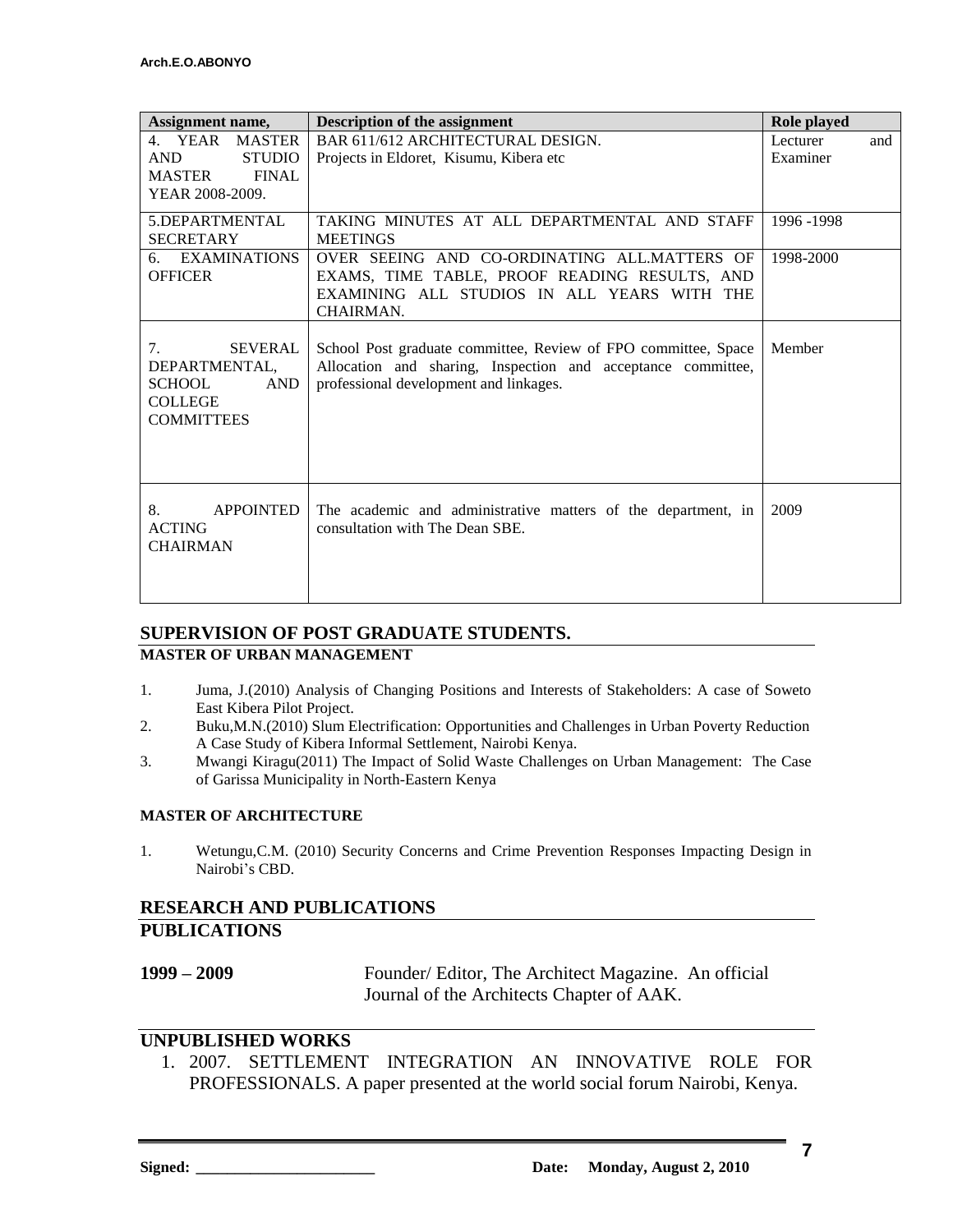| Assignment name, | Description of the assignment | Role played |
|---|---|---|
| 4. YEAR MASTER AND STUDIO MASTER FINAL YEAR 2008-2009. | BAR 611/612 ARCHITECTURAL DESIGN. Projects in Eldoret, Kisumu, Kibera etc | Lecturer and Examiner |
| 5.DEPARTMENTAL SECRETARY | TAKING MINUTES AT ALL DEPARTMENTAL AND STAFF MEETINGS | 1996 -1998 |
| 6. EXAMINATIONS OFFICER | OVER SEEING AND CO-ORDINATING ALL.MATTERS OF EXAMS, TIME TABLE, PROOF READING RESULTS, AND EXAMINING ALL STUDIOS IN ALL YEARS WITH THE CHAIRMAN. | 1998-2000 |
| 7. SEVERAL DEPARTMENTAL, SCHOOL AND COLLEGE COMMITTEES | School Post graduate committee, Review of FPO committee, Space Allocation and sharing, Inspection and acceptance committee, professional development and linkages. | Member |
| 8. APPOINTED ACTING CHAIRMAN | The academic and administrative matters of the department, in consultation with The Dean SBE. | 2009 |

## SUPERVISION OF POST GRADUATE STUDENTS.

**MASTER OF URBAN MANAGEMENT**

1. Juma, J.(2010) Analysis of Changing Positions and Interests of Stakeholders: A case of Soweto East Kibera Pilot Project.
2. Buku,M.N.(2010) Slum Electrification: Opportunities and Challenges in Urban Poverty Reduction A Case Study of Kibera Informal Settlement, Nairobi Kenya.
3. Mwangi Kiragu(2011) The Impact of Solid Waste Challenges on Urban Management: The Case of Garissa Municipality in North-Eastern Kenya

**MASTER OF ARCHITECTURE**

1. Wetungu,C.M. (2010) Security Concerns and Crime Prevention Responses Impacting Design in Nairobi's CBD.

## RESEARCH AND PUBLICATIONS

## PUBLICATIONS

**1999 – 2009** Founder/ Editor, The Architect Magazine. An official Journal of the Architects Chapter of AAK.

## UNPUBLISHED WORKS

1. 2007. SETTLEMENT INTEGRATION AN INNOVATIVE ROLE FOR PROFESSIONALS. A paper presented at the world social forum Nairobi, Kenya.

**Signed:** _______________________ **Date: Monday, August 2, 2010**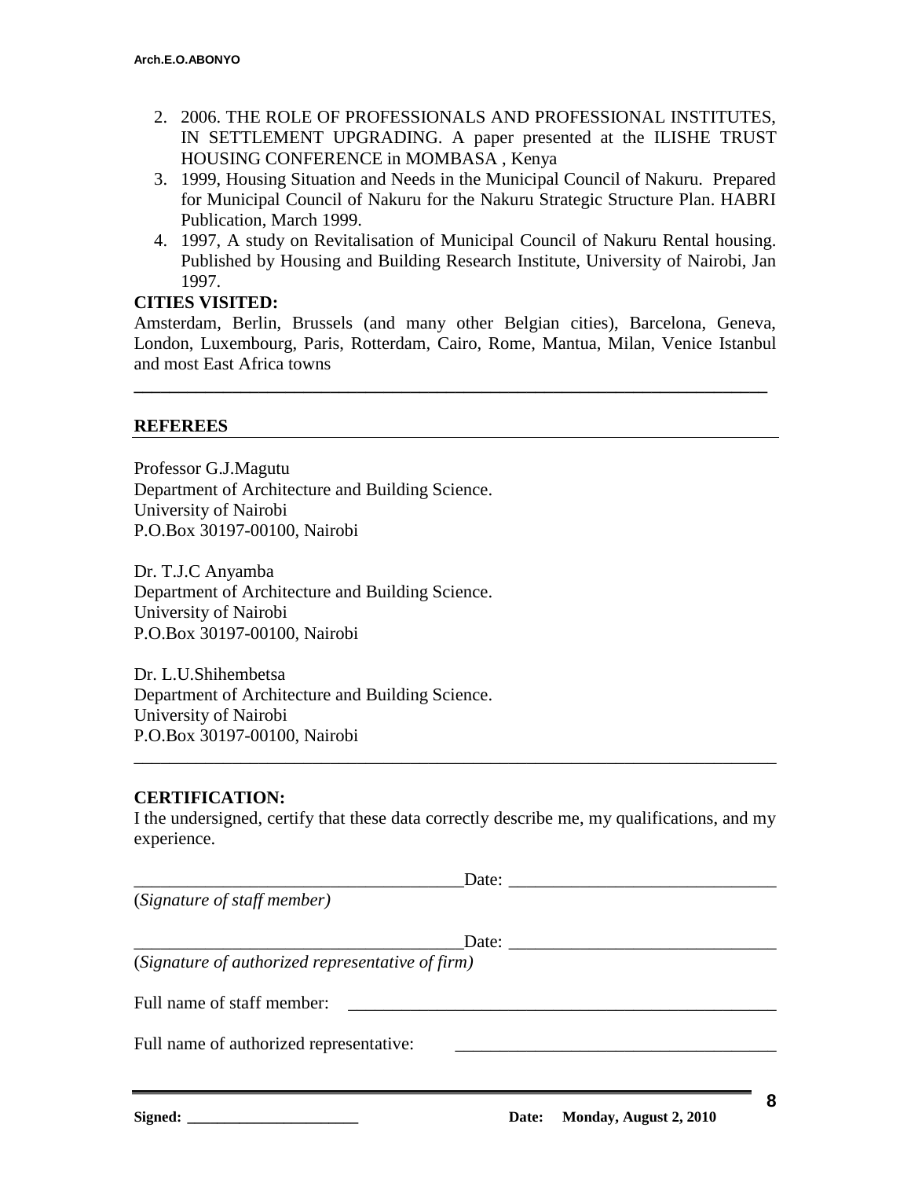2. 2006. THE ROLE OF PROFESSIONALS AND PROFESSIONAL INSTITUTES, IN SETTLEMENT UPGRADING. A paper presented at the ILISHE TRUST HOUSING CONFERENCE in MOMBASA , Kenya
3. 1999, Housing Situation and Needs in the Municipal Council of Nakuru. Prepared for Municipal Council of Nakuru for the Nakuru Strategic Structure Plan. HABRI Publication, March 1999.
4. 1997, A study on Revitalisation of Municipal Council of Nakuru Rental housing. Published by Housing and Building Research Institute, University of Nairobi, Jan 1997.

**CITIES VISITED:**

Amsterdam, Berlin, Brussels (and many other Belgian cities), Barcelona, Geneva, London, Luxembourg, Paris, Rotterdam, Cairo, Rome, Mantua, Milan, Venice Istanbul and most East Africa towns

---

**REFEREES**

Professor G.J.Magutu
Department of Architecture and Building Science.
University of Nairobi
P.O.Box 30197-00100, Nairobi

Dr. T.J.C Anyamba
Department of Architecture and Building Science.
University of Nairobi
P.O.Box 30197-00100, Nairobi

Dr. L.U.Shihembetsa
Department of Architecture and Building Science.
University of Nairobi
P.O.Box 30197-00100, Nairobi

---

**CERTIFICATION:**

I the undersigned, certify that these data correctly describe me, my qualifications, and my experience.

_____________________________________Date: ______________________________
(*Signature of staff member)*

_____________________________________Date: ______________________________
(*Signature of authorized representative of firm)*

Full name of staff member: __________________________________________________

Full name of authorized representative: ____________________________________

**Signed: ______________________** **Date: Monday, August 2, 2010**